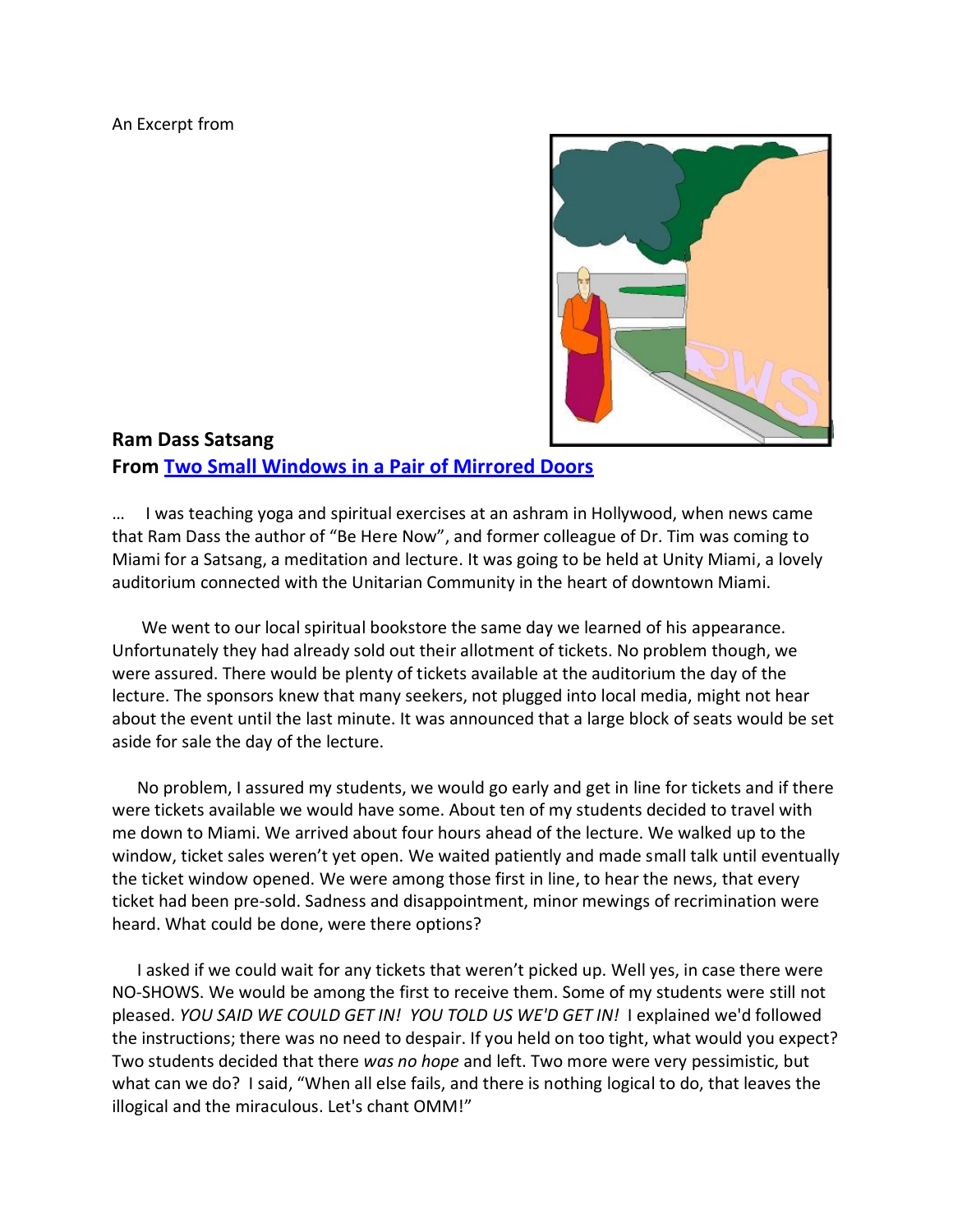An Excerpt from

**Ram Dass Satsang**
**From Two Small Windows in a Pair of Mirrored Doors**

… I was teaching yoga and spiritual exercises at an ashram in Hollywood, when news came that Ram Dass the author of "Be Here Now", and former colleague of Dr. Tim was coming to Miami for a Satsang, a meditation and lecture. It was going to be held at Unity Miami, a lovely auditorium connected with the Unitarian Community in the heart of downtown Miami.

We went to our local spiritual bookstore the same day we learned of his appearance. Unfortunately they had already sold out their allotment of tickets. No problem though, we were assured. There would be plenty of tickets available at the auditorium the day of the lecture. The sponsors knew that many seekers, not plugged into local media, might not hear about the event until the last minute. It was announced that a large block of seats would be set aside for sale the day of the lecture.

No problem, I assured my students, we would go early and get in line for tickets and if there were tickets available we would have some. About ten of my students decided to travel with me down to Miami. We arrived about four hours ahead of the lecture. We walked up to the window, ticket sales weren't yet open. We waited patiently and made small talk until eventually the ticket window opened. We were among those first in line, to hear the news, that every ticket had been pre-sold. Sadness and disappointment, minor mewings of recrimination were heard. What could be done, were there options?

I asked if we could wait for any tickets that weren't picked up. Well yes, in case there were NO-SHOWS. We would be among the first to receive them. Some of my students were still not pleased. *YOU SAID WE COULD GET IN! YOU TOLD US WE'D GET IN!* I explained we'd followed the instructions; there was no need to despair. If you held on too tight, what would you expect? Two students decided that there *was no hope* and left. Two more were very pessimistic, but what can we do? I said, "When all else fails, and there is nothing logical to do, that leaves the illogical and the miraculous. Let's chant OMM!"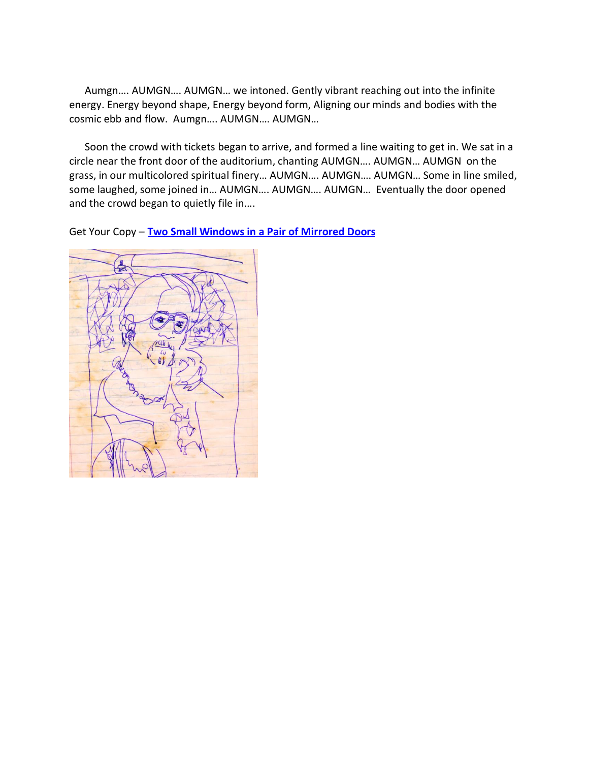Aumgn…. AUMGN…. AUMGN… we intoned. Gently vibrant reaching out into the infinite energy. Energy beyond shape, Energy beyond form, Aligning our minds and bodies with the cosmic ebb and flow. Aumgn…. AUMGN…. AUMGN…

Soon the crowd with tickets began to arrive, and formed a line waiting to get in. We sat in a circle near the front door of the auditorium, chanting AUMGN…. AUMGN… AUMGN on the grass, in our multicolored spiritual finery… AUMGN…. AUMGN…. AUMGN… Some in line smiled, some laughed, some joined in… AUMGN…. AUMGN…. AUMGN… Eventually the door opened and the crowd began to quietly file in….

Get Your Copy – **Two Small Windows in a Pair of Mirrored Doors**